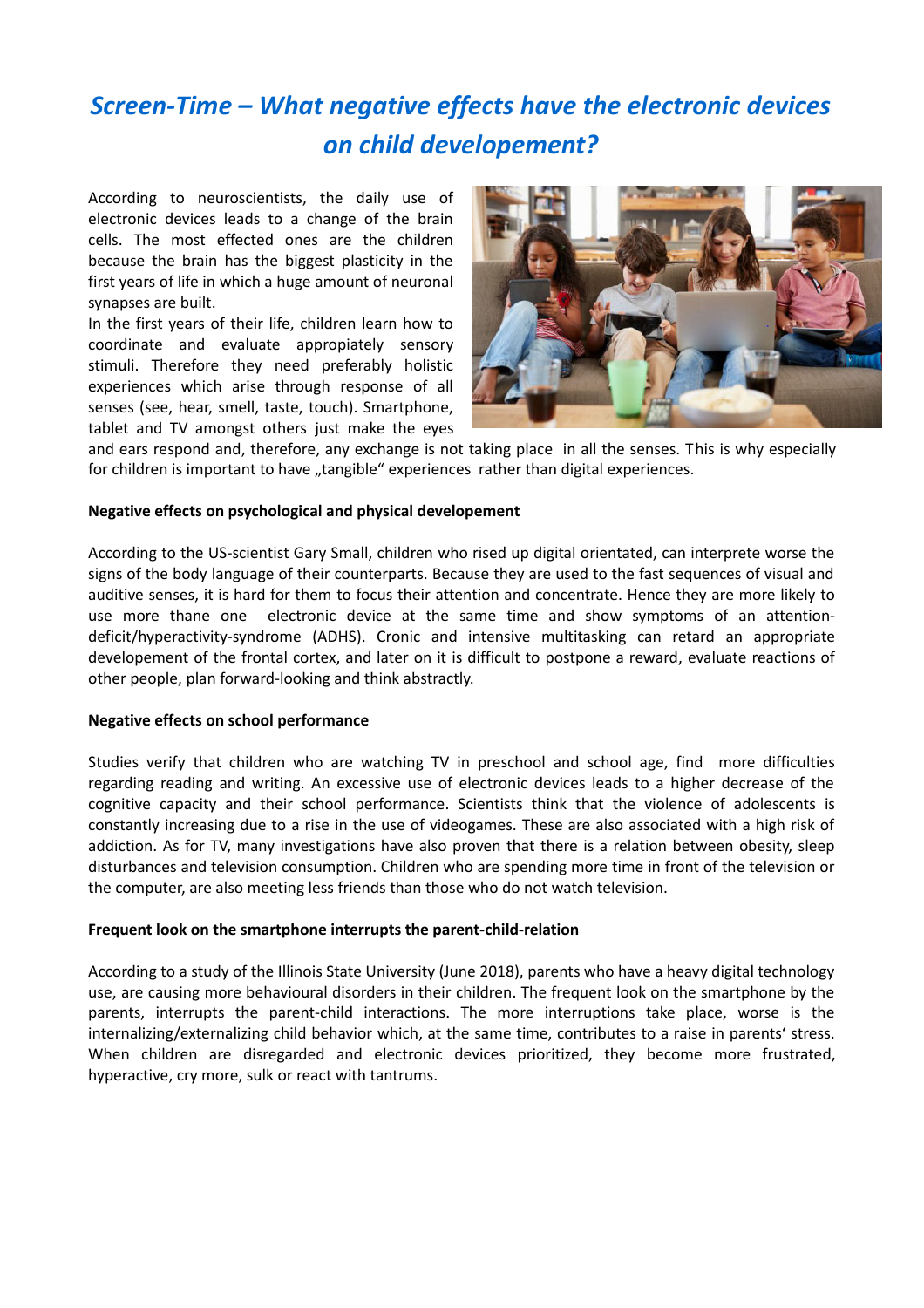# *Screen-Time – What negative effects have the electronic devices on child developement?*

According to neuroscientists, the daily use of electronic devices leads to a change of the brain cells. The most effected ones are the children because the brain has the biggest plasticity in the first years of life in which a huge amount of neuronal synapses are built.
In the first years of their life, children learn how to coordinate and evaluate appropiately sensory stimuli. Therefore they need preferably holistic experiences which arise through response of all senses (see, hear, smell, taste, touch). Smartphone, tablet and TV amongst others just make the eyes and ears respond and, therefore, any exchange is not taking place in all the senses. This is why especially for children is important to have „tangible" experiences rather than digital experiences.

**Negative effects on psychological and physical developement**

According to the US-scientist Gary Small, children who rised up digital orientated, can interprete worse the signs of the body language of their counterparts. Because they are used to the fast sequences of visual and auditive senses, it is hard for them to focus their attention and concentrate. Hence they are more likely to use more thane one electronic device at the same time and show symptoms of an attention-deficit/hyperactivity-syndrome (ADHS). Cronic and intensive multitasking can retard an appropriate developement of the frontal cortex, and later on it is difficult to postpone a reward, evaluate reactions of other people, plan forward-looking and think abstractly.

**Negative effects on school performance**

Studies verify that children who are watching TV in preschool and school age, find more difficulties regarding reading and writing. An excessive use of electronic devices leads to a higher decrease of the cognitive capacity and their school performance. Scientists think that the violence of adolescents is constantly increasing due to a rise in the use of videogames. These are also associated with a high risk of addiction. As for TV, many investigations have also proven that there is a relation between obesity, sleep disturbances and television consumption. Children who are spending more time in front of the television or the computer, are also meeting less friends than those who do not watch television.

**Frequent look on the smartphone interrupts the parent-child-relation**

According to a study of the Illinois State University (June 2018), parents who have a heavy digital technology use, are causing more behavioural disorders in their children. The frequent look on the smartphone by the parents, interrupts the parent-child interactions. The more interruptions take place, worse is the internalizing/externalizing child behavior which, at the same time, contributes to a raise in parents' stress. When children are disregarded and electronic devices prioritized, they become more frustrated, hyperactive, cry more, sulk or react with tantrums.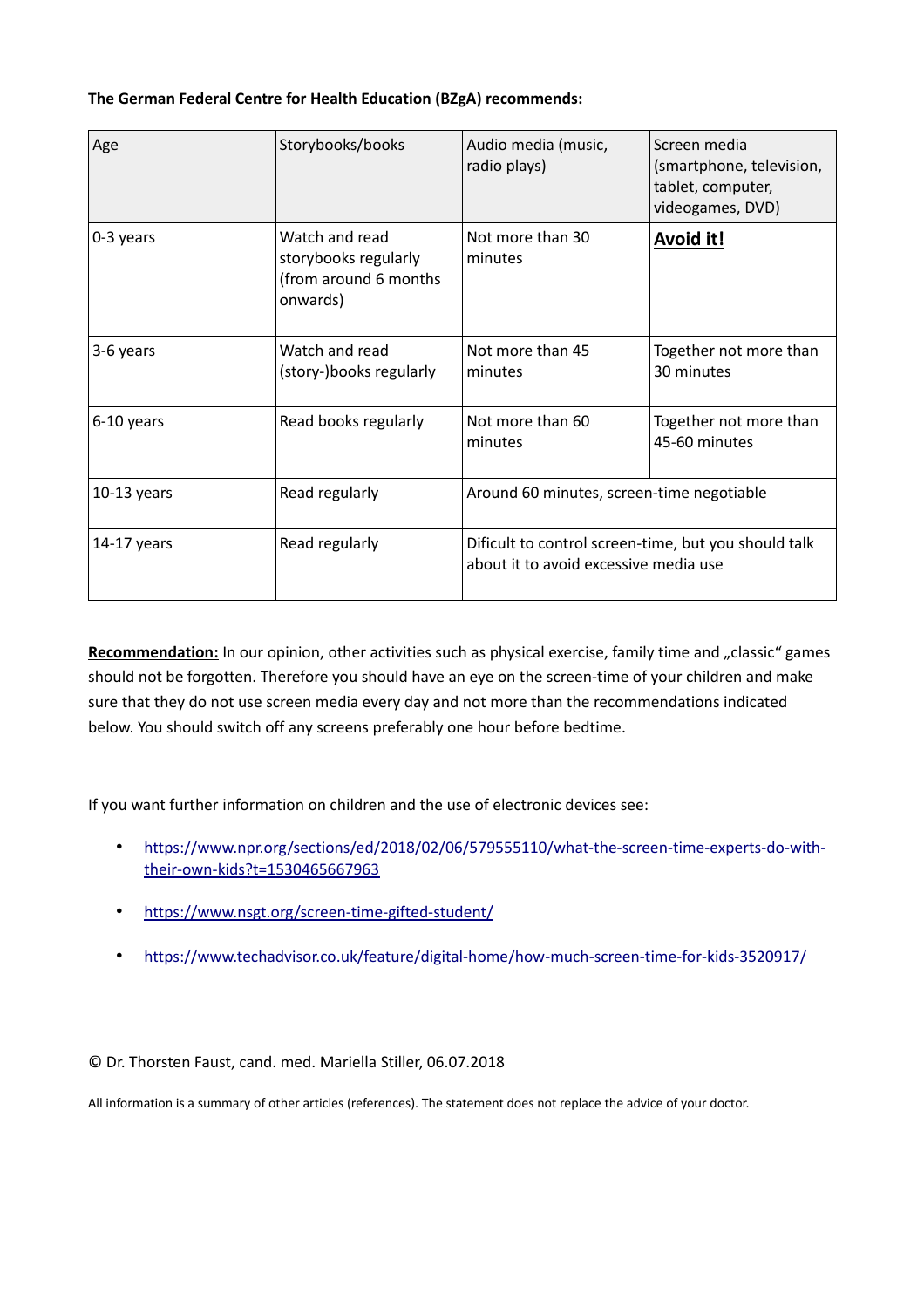**The German Federal Centre for Health Education (BZgA) recommends:**

| Age | Storybooks/books | Audio media (music, radio plays) | Screen media (smartphone, television, tablet, computer, videogames, DVD) |
|---|---|---|---|
| 0-3 years | Watch and read storybooks regularly (from around 6 months onwards) | Not more than 30 minutes | **Avoid it!** |
| 3-6 years | Watch and read (story-)books regularly | Not more than 45 minutes | Together not more than 30 minutes |
| 6-10 years | Read books regularly | Not more than 60 minutes | Together not more than 45-60 minutes |
| 10-13 years | Read regularly | Around 60 minutes, screen-time negotiable | |
| 14-17 years | Read regularly | Dificult to control screen-time, but you should talk about it to avoid excessive media use | |

**Recommendation:** In our opinion, other activities such as physical exercise, family time and „classic" games should not be forgotten. Therefore you should have an eye on the screen-time of your children and make sure that they do not use screen media every day and not more than the recommendations indicated below. You should switch off any screens preferably one hour before bedtime.

If you want further information on children and the use of electronic devices see:

- https://www.npr.org/sections/ed/2018/02/06/579555110/what-the-screen-time-experts-do-with-their-own-kids?t=1530465667963
- https://www.nsgt.org/screen-time-gifted-student/
- https://www.techadvisor.co.uk/feature/digital-home/how-much-screen-time-for-kids-3520917/

© Dr. Thorsten Faust, cand. med. Mariella Stiller, 06.07.2018

All information is a summary of other articles (references). The statement does not replace the advice of your doctor.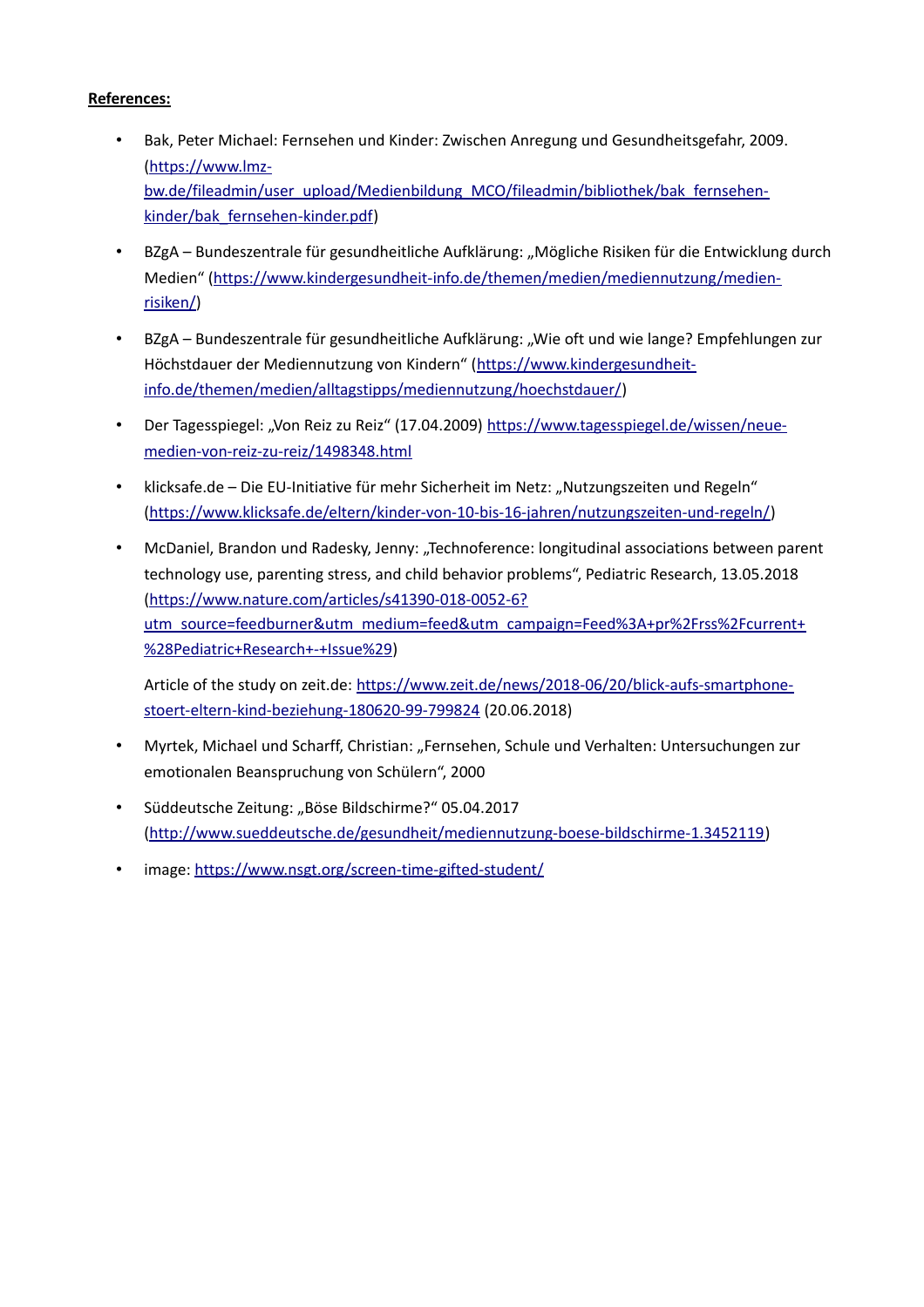**References:**

- Bak, Peter Michael: Fernsehen und Kinder: Zwischen Anregung und Gesundheitsgefahr, 2009. (https://www.lmz-bw.de/fileadmin/user_upload/Medienbildung_MCO/fileadmin/bibliothek/bak_fernsehen-kinder/bak_fernsehen-kinder.pdf)
- BZgA – Bundeszentrale für gesundheitliche Aufklärung: „Mögliche Risiken für die Entwicklung durch Medien" (https://www.kindergesundheit-info.de/themen/medien/mediennutzung/medien-risiken/)
- BZgA – Bundeszentrale für gesundheitliche Aufklärung: „Wie oft und wie lange? Empfehlungen zur Höchstdauer der Mediennutzung von Kindern" (https://www.kindergesundheit-info.de/themen/medien/alltagstipps/mediennutzung/hoechstdauer/)
- Der Tagesspiegel: „Von Reiz zu Reiz" (17.04.2009) https://www.tagesspiegel.de/wissen/neue-medien-von-reiz-zu-reiz/1498348.html
- klicksafe.de – Die EU-Initiative für mehr Sicherheit im Netz: „Nutzungszeiten und Regeln" (https://www.klicksafe.de/eltern/kinder-von-10-bis-16-jahren/nutzungszeiten-und-regeln/)
- McDaniel, Brandon und Radesky, Jenny: „Technoference: longitudinal associations between parent technology use, parenting stress, and child behavior problems", Pediatric Research, 13.05.2018 (https://www.nature.com/articles/s41390-018-0052-6?utm_source=feedburner&utm_medium=feed&utm_campaign=Feed%3A+pr%2Frss%2Fcurrent+%28Pediatric+Research+-+Issue%29)

  Article of the study on zeit.de: https://www.zeit.de/news/2018-06/20/blick-aufs-smartphone-stoert-eltern-kind-beziehung-180620-99-799824 (20.06.2018)
- Myrtek, Michael und Scharff, Christian: „Fernsehen, Schule und Verhalten: Untersuchungen zur emotionalen Beanspruchung von Schülern", 2000
- Süddeutsche Zeitung: „Böse Bildschirme?" 05.04.2017 (http://www.sueddeutsche.de/gesundheit/mediennutzung-boese-bildschirme-1.3452119)
- image: https://www.nsgt.org/screen-time-gifted-student/